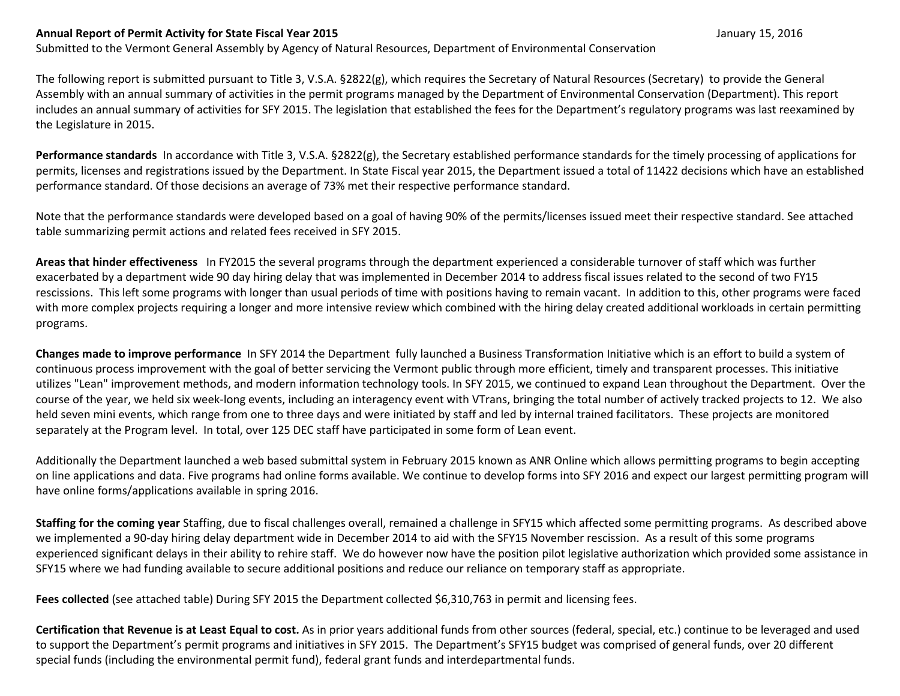**Annual Report of Permit Activity for State Fiscal Year 2015** January 15, 2016

Submitted to the Vermont General Assembly by Agency of Natural Resources, Department of Environmental Conservation

The following report is submitted pursuant to Title 3, V.S.A. §2822(g), which requires the Secretary of Natural Resources (Secretary) to provide the General Assembly with an annual summary of activities in the permit programs managed by the Department of Environmental Conservation (Department). This report includes an annual summary of activities for SFY 2015. The legislation that established the fees for the Department's regulatory programs was last reexamined by the Legislature in 2015.

**Performance standards** In accordance with Title 3, V.S.A. §2822(g), the Secretary established performance standards for the timely processing of applications for permits, licenses and registrations issued by the Department. In State Fiscal year 2015, the Department issued a total of 11422 decisions which have an established performance standard. Of those decisions an average of 73% met their respective performance standard.

Note that the performance standards were developed based on a goal of having 90% of the permits/licenses issued meet their respective standard. See attached table summarizing permit actions and related fees received in SFY 2015.

**Areas that hinder effectiveness** In FY2015 the several programs through the department experienced a considerable turnover of staff which was further exacerbated by a department wide 90 day hiring delay that was implemented in December 2014 to address fiscal issues related to the second of two FY15 rescissions. This left some programs with longer than usual periods of time with positions having to remain vacant. In addition to this, other programs were faced with more complex projects requiring a longer and more intensive review which combined with the hiring delay created additional workloads in certain permitting programs.

**Changes made to improve performance** In SFY 2014 the Department fully launched a Business Transformation Initiative which is an effort to build a system of continuous process improvement with the goal of better servicing the Vermont public through more efficient, timely and transparent processes. This initiative utilizes "Lean" improvement methods, and modern information technology tools. In SFY 2015, we continued to expand Lean throughout the Department. Over the course of the year, we held six week-long events, including an interagency event with VTrans, bringing the total number of actively tracked projects to 12. We also held seven mini events, which range from one to three days and were initiated by staff and led by internal trained facilitators. These projects are monitored separately at the Program level. In total, over 125 DEC staff have participated in some form of Lean event.

Additionally the Department launched a web based submittal system in February 2015 known as ANR Online which allows permitting programs to begin accepting on line applications and data. Five programs had online forms available. We continue to develop forms into SFY 2016 and expect our largest permitting program will have online forms/applications available in spring 2016.

**Staffing for the coming year** Staffing, due to fiscal challenges overall, remained a challenge in SFY15 which affected some permitting programs. As described above we implemented a 90-day hiring delay department wide in December 2014 to aid with the SFY15 November rescission. As a result of this some programs experienced significant delays in their ability to rehire staff. We do however now have the position pilot legislative authorization which provided some assistance in SFY15 where we had funding available to secure additional positions and reduce our reliance on temporary staff as appropriate.

**Fees collected** (see attached table) During SFY 2015 the Department collected $6,310,763 in permit and licensing fees.

**Certification that Revenue is at Least Equal to cost.** As in prior years additional funds from other sources (federal, special, etc.) continue to be leveraged and used to support the Department's permit programs and initiatives in SFY 2015. The Department's SFY15 budget was comprised of general funds, over 20 different special funds (including the environmental permit fund), federal grant funds and interdepartmental funds.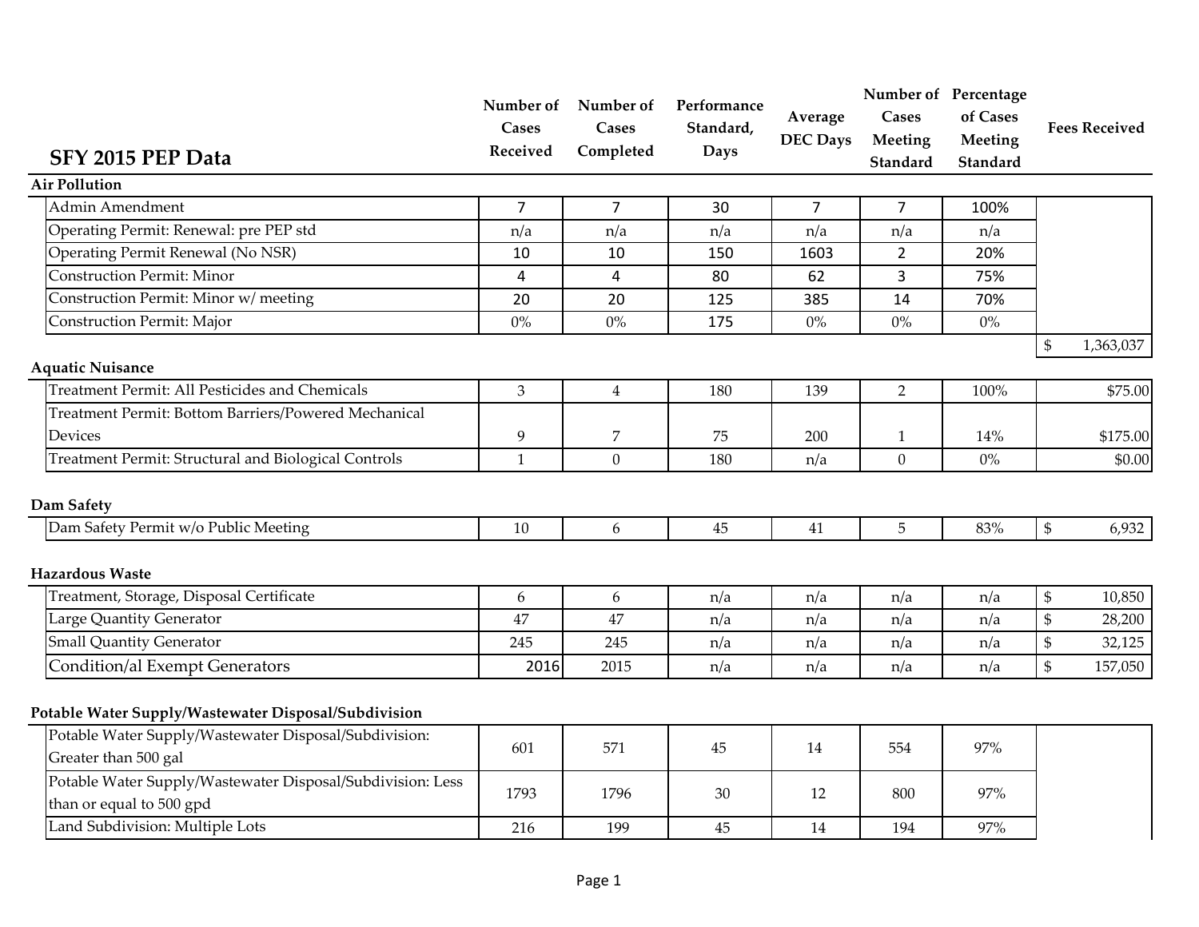# SFY 2015 PEP Data

| | Number of Cases Received | Number of Cases Completed | Performance Standard, Days | Average DEC Days | Number of Cases Meeting Standard | Percentage of Cases Meeting Standard | Fees Received |
|---|---|---|---|---|---|---|---|
| **Air Pollution** | | | | | | | |
| Admin Amendment | 7 | 7 | 30 | 7 | 7 | 100% | |
| Operating Permit: Renewal: pre PEP std | n/a | n/a | n/a | n/a | n/a | n/a | |
| Operating Permit Renewal (No NSR) | 10 | 10 | 150 | 1603 | 2 | 20% | |
| Construction Permit: Minor | 4 | 4 | 80 | 62 | 3 | 75% | |
| Construction Permit: Minor w/ meeting | 20 | 20 | 125 | 385 | 14 | 70% | |
| Construction Permit: Major | 0% | 0% | 175 | 0% | 0% | 0% | |
| | | | | | | | $ 1,363,037 |
| **Aquatic Nuisance** | | | | | | | |
| Treatment Permit: All Pesticides and Chemicals | 3 | 4 | 180 | 139 | 2 | 100% | $75.00 |
| Treatment Permit: Bottom Barriers/Powered Mechanical Devices | 9 | 7 | 75 | 200 | 1 | 14% | $175.00 |
| Treatment Permit: Structural and Biological Controls | 1 | 0 | 180 | n/a | 0 | 0% | $0.00 |
| **Dam Safety** | | | | | | | |
| Dam Safety Permit w/o Public Meeting | 10 | 6 | 45 | 41 | 5 | 83% | $ 6,932 |
| **Hazardous Waste** | | | | | | | |
| Treatment, Storage, Disposal Certificate | 6 | 6 | n/a | n/a | n/a | n/a | $ 10,850 |
| Large Quantity Generator | 47 | 47 | n/a | n/a | n/a | n/a | $ 28,200 |
| Small Quantity Generator | 245 | 245 | n/a | n/a | n/a | n/a | $ 32,125 |
| Condition/al Exempt Generators | 2016 | 2015 | n/a | n/a | n/a | n/a | $ 157,050 |
| **Potable Water Supply/Wastewater Disposal/Subdivision** | | | | | | | |
| Potable Water Supply/Wastewater Disposal/Subdivision: Greater than 500 gal | 601 | 571 | 45 | 14 | 554 | 97% | |
| Potable Water Supply/Wastewater Disposal/Subdivision: Less than or equal to 500 gpd | 1793 | 1796 | 30 | 12 | 800 | 97% | |
| Land Subdivision: Multiple Lots | 216 | 199 | 45 | 14 | 194 | 97% | |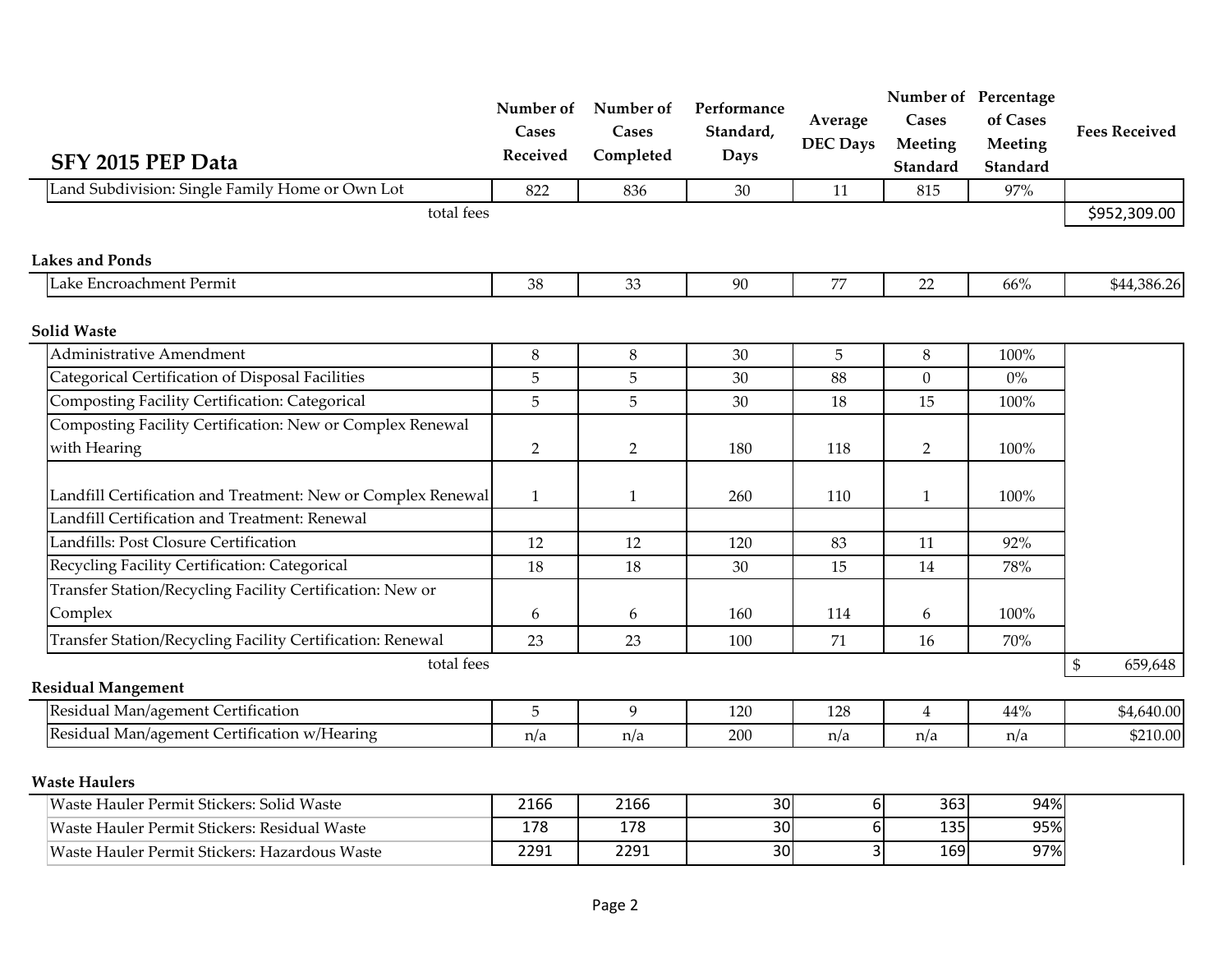## SFY 2015 PEP Data

| SFY 2015 PEP Data | Number of Cases Received | Number of Cases Completed | Performance Standard, Days | Average DEC Days | Number of Cases Meeting Standard | Percentage of Cases Meeting Standard | Fees Received |
|---|---|---|---|---|---|---|---|
| Land Subdivision: Single Family Home or Own Lot | 822 | 836 | 30 | 11 | 815 | 97% | |
| total fees | | | | | | | $952,309.00 |
| **Lakes and Ponds** | | | | | | | |
| Lake Encroachment Permit | 38 | 33 | 90 | 77 | 22 | 66% | $44,386.26 |
| **Solid Waste** | | | | | | | |
| Administrative Amendment | 8 | 8 | 30 | 5 | 8 | 100% | |
| Categorical Certification of Disposal Facilities | 5 | 5 | 30 | 88 | 0 | 0% | |
| Composting Facility Certification: Categorical | 5 | 5 | 30 | 18 | 15 | 100% | |
| Composting Facility Certification: New or Complex Renewal with Hearing | 2 | 2 | 180 | 118 | 2 | 100% | |
| Landfill Certification and Treatment: New or Complex Renewal | 1 | 1 | 260 | 110 | 1 | 100% | |
| Landfill Certification and Treatment: Renewal | | | | | | | |
| Landfills: Post Closure Certification | 12 | 12 | 120 | 83 | 11 | 92% | |
| Recycling Facility Certification: Categorical | 18 | 18 | 30 | 15 | 14 | 78% | |
| Transfer Station/Recycling Facility Certification: New or Complex | 6 | 6 | 160 | 114 | 6 | 100% | |
| Transfer Station/Recycling Facility Certification: Renewal | 23 | 23 | 100 | 71 | 16 | 70% | |
| total fees | | | | | | | $ 659,648 |
| **Residual Mangement** | | | | | | | |
| Residual Man/agement Certification | 5 | 9 | 120 | 128 | 4 | 44% | $4,640.00 |
| Residual Man/agement Certification w/Hearing | n/a | n/a | 200 | n/a | n/a | n/a | $210.00 |
| **Waste Haulers** | | | | | | | |
| Waste Hauler Permit Stickers: Solid Waste | 2166 | 2166 | 30 | 6 | 363 | 94% | |
| Waste Hauler Permit Stickers: Residual Waste | 178 | 178 | 30 | 6 | 135 | 95% | |
| Waste Hauler Permit Stickers: Hazardous Waste | 2291 | 2291 | 30 | 3 | 169 | 97% | |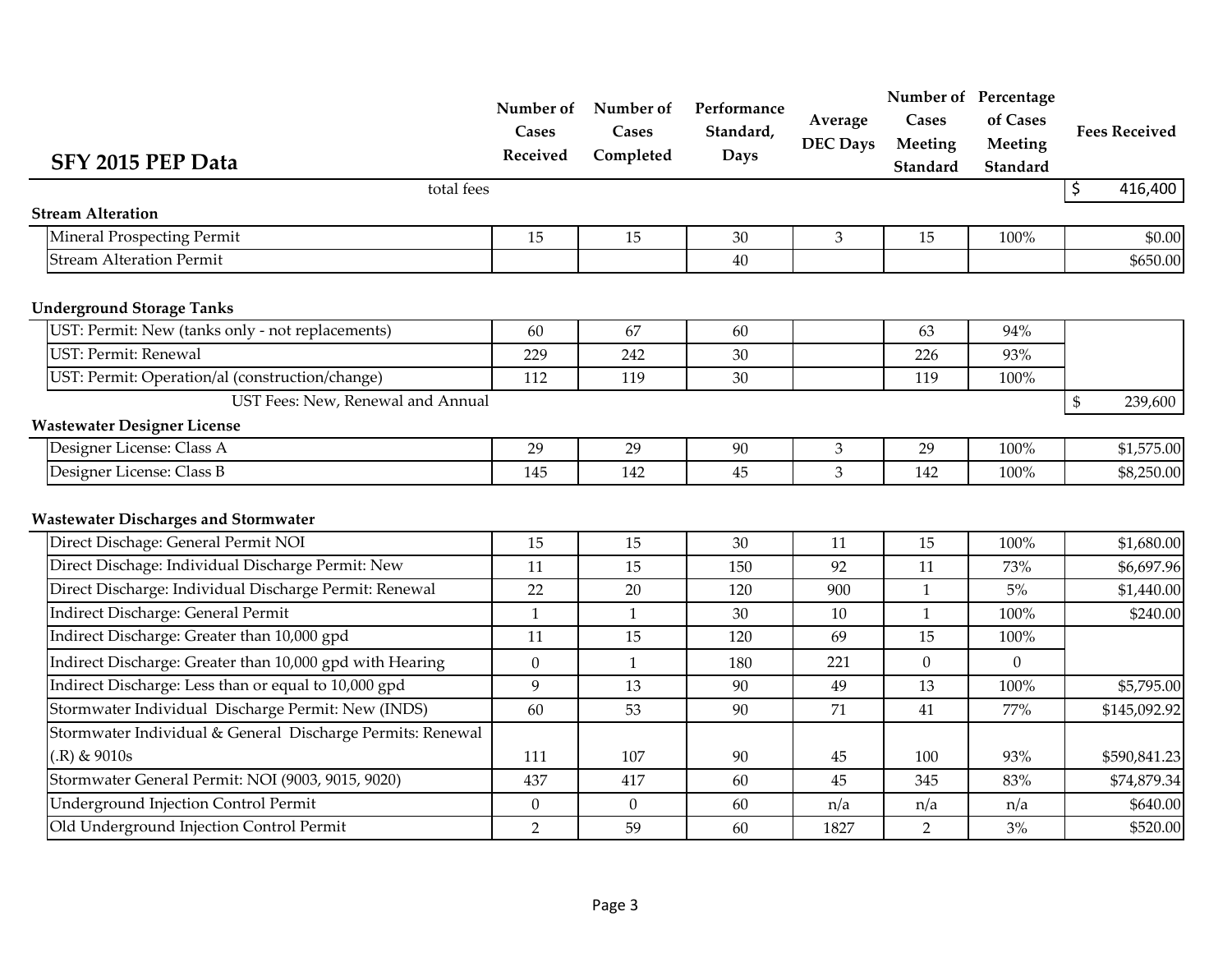| SFY 2015 PEP Data | Number of Cases Received | Number of Cases Completed | Performance Standard, Days | Average DEC Days | Number of Cases Meeting Standard | Percentage of Cases Meeting Standard | Fees Received |
|---|---|---|---|---|---|---|---|
| total fees | | | | | | | $ 416,400 |
| **Stream Alteration** | | | | | | | |
| Mineral Prospecting Permit | 15 | 15 | 30 | 3 | 15 | 100% | $0.00 |
| Stream Alteration Permit | | | 40 | | | | $650.00 |
| **Underground Storage Tanks** | | | | | | | |
| UST: Permit: New (tanks only - not replacements) | 60 | 67 | 60 | | 63 | 94% | |
| UST: Permit: Renewal | 229 | 242 | 30 | | 226 | 93% | |
| UST: Permit: Operation/al (construction/change) | 112 | 119 | 30 | | 119 | 100% | |
| UST Fees: New, Renewal and Annual | | | | | | | $ 239,600 |
| **Wastewater Designer License** | | | | | | | |
| Designer License: Class A | 29 | 29 | 90 | 3 | 29 | 100% | $1,575.00 |
| Designer License: Class B | 145 | 142 | 45 | 3 | 142 | 100% | $8,250.00 |
| **Wastewater Discharges and Stormwater** | | | | | | | |
| Direct Dischage: General Permit NOI | 15 | 15 | 30 | 11 | 15 | 100% | $1,680.00 |
| Direct Dischage: Individual Discharge Permit: New | 11 | 15 | 150 | 92 | 11 | 73% | $6,697.96 |
| Direct Discharge: Individual Discharge Permit: Renewal | 22 | 20 | 120 | 900 | 1 | 5% | $1,440.00 |
| Indirect Discharge: General Permit | 1 | 1 | 30 | 10 | 1 | 100% | $240.00 |
| Indirect Discharge: Greater than 10,000 gpd | 11 | 15 | 120 | 69 | 15 | 100% | |
| Indirect Discharge: Greater than 10,000 gpd with Hearing | 0 | 1 | 180 | 221 | 0 | 0 | |
| Indirect Discharge: Less than or equal to 10,000 gpd | 9 | 13 | 90 | 49 | 13 | 100% | $5,795.00 |
| Stormwater Individual Discharge Permit: New (INDS) | 60 | 53 | 90 | 71 | 41 | 77% | $145,092.92 |
| Stormwater Individual & General Discharge Permits: Renewal (.R) & 9010s | 111 | 107 | 90 | 45 | 100 | 93% | $590,841.23 |
| Stormwater General Permit: NOI (9003, 9015, 9020) | 437 | 417 | 60 | 45 | 345 | 83% | $74,879.34 |
| Underground Injection Control Permit | 0 | 0 | 60 | n/a | n/a | n/a | $640.00 |
| Old Underground Injection Control Permit | 2 | 59 | 60 | 1827 | 2 | 3% | $520.00 |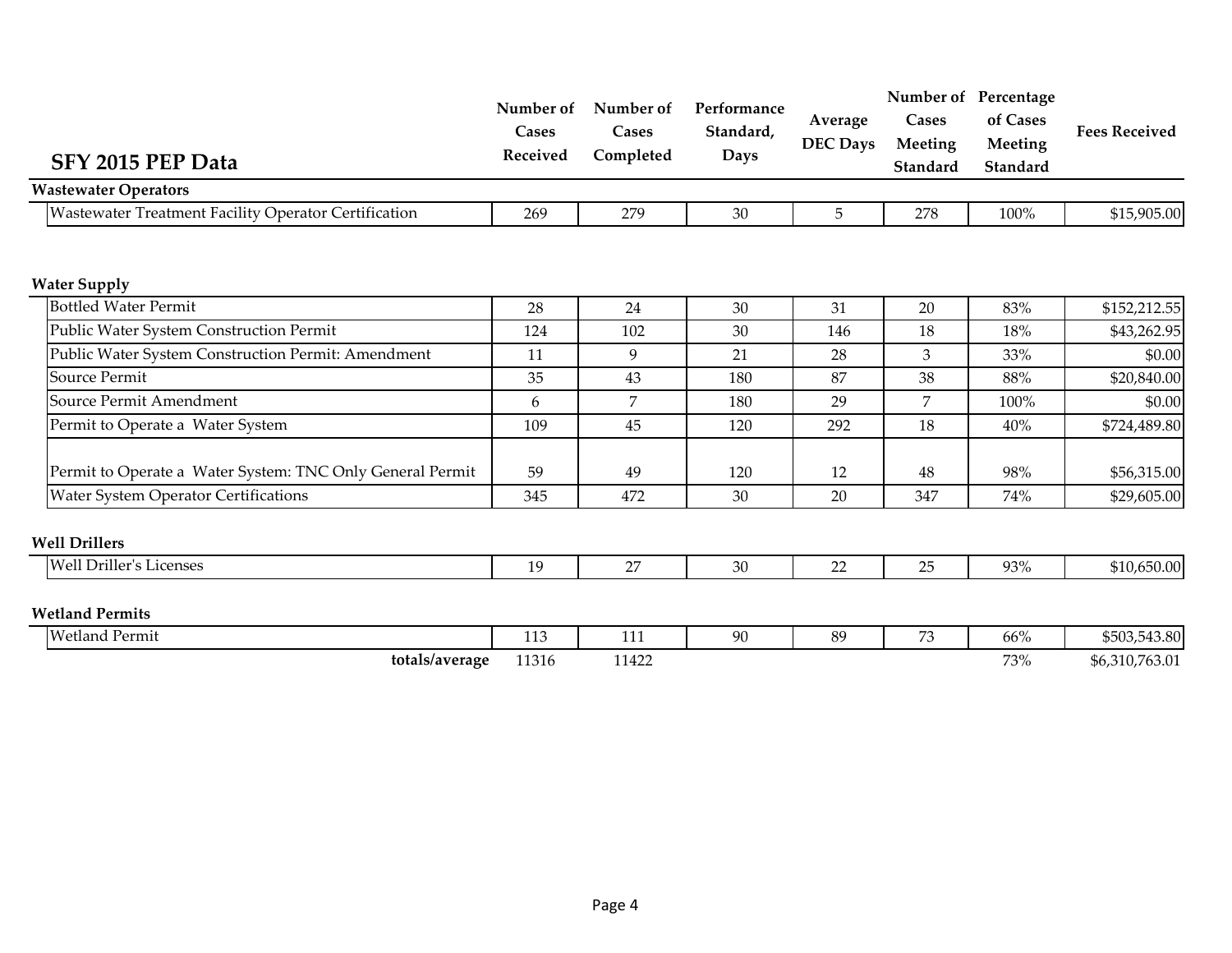| SFY 2015 PEP Data | Number of Cases Received | Number of Cases Completed | Performance Standard, Days | Average DEC Days | Number of Cases Meeting Standard | Percentage of Cases Meeting Standard | Fees Received |
|---|---|---|---|---|---|---|---|
| **Wastewater Operators** | | | | | | | |
| Wastewater Treatment Facility Operator Certification | 269 | 279 | 30 | 5 | 278 | 100% | $15,905.00 |
| **Water Supply** | | | | | | | |
| Bottled Water Permit | 28 | 24 | 30 | 31 | 20 | 83% | $152,212.55 |
| Public Water System Construction Permit | 124 | 102 | 30 | 146 | 18 | 18% | $43,262.95 |
| Public Water System Construction Permit: Amendment | 11 | 9 | 21 | 28 | 3 | 33% | $0.00 |
| Source Permit | 35 | 43 | 180 | 87 | 38 | 88% | $20,840.00 |
| Source Permit Amendment | 6 | 7 | 180 | 29 | 7 | 100% | $0.00 |
| Permit to Operate a Water System | 109 | 45 | 120 | 292 | 18 | 40% | $724,489.80 |
| Permit to Operate a Water System: TNC Only General Permit | 59 | 49 | 120 | 12 | 48 | 98% | $56,315.00 |
| Water System Operator Certifications | 345 | 472 | 30 | 20 | 347 | 74% | $29,605.00 |
| **Well Drillers** | | | | | | | |
| Well Driller's Licenses | 19 | 27 | 30 | 22 | 25 | 93% | $10,650.00 |
| **Wetland Permits** | | | | | | | |
| Wetland Permit | 113 | 111 | 90 | 89 | 73 | 66% | $503,543.80 |
| **totals/average** | 11316 | 11422 | | | | 73% | $6,310,763.01 |